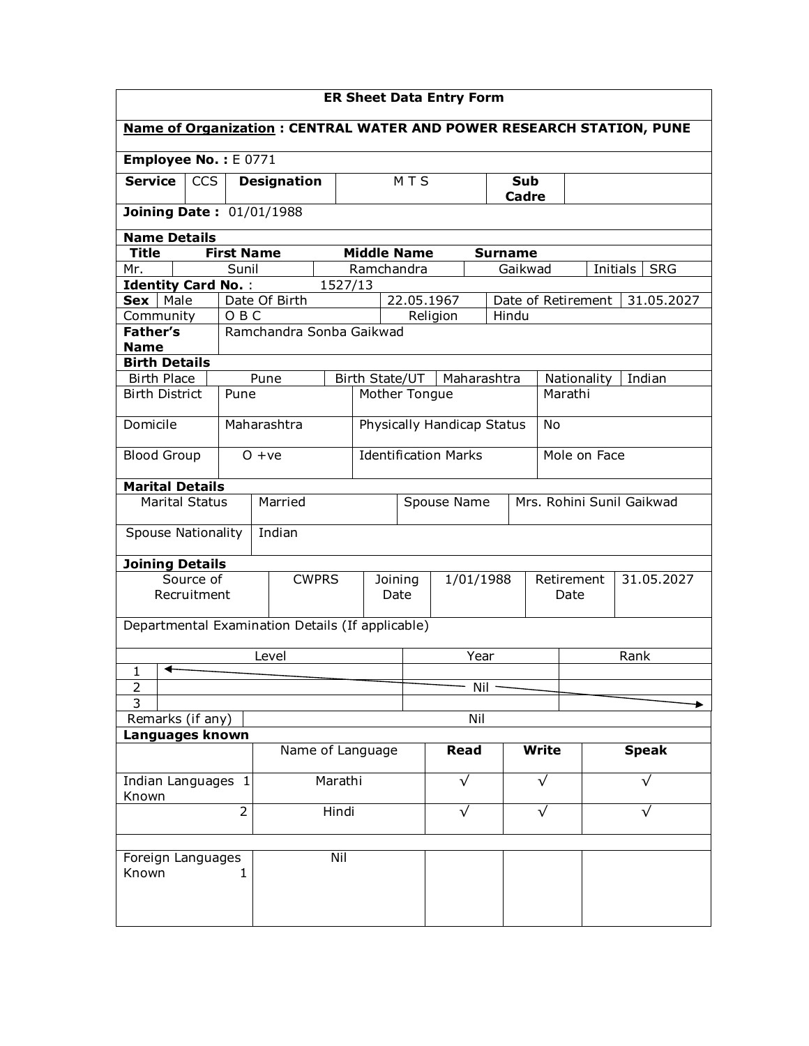# ER Sheet Data Entry Form

**Name of Organization : CENTRAL WATER AND POWER RESEARCH STATION, PUNE**

**Employee No. :** E 0771

| **Service** | CCS | **Designation** | M T S | **Sub Cadre** | |
|---|---|---|---|---|---|

**Joining Date :** 01/01/1988

## Name Details

| **Title** | **First Name** | **Middle Name** | **Surname** | | |
|---|---|---|---|---|---|
| Mr. | Sunil | Ramchandra | Gaikwad | Initials | SRG |

**Identity Card No.** : 1527/13

| **Sex** | Male | Date Of Birth | 22.05.1967 | Date of Retirement | 31.05.2027 |
|---|---|---|---|---|---|
| Community | O B C | Religion | Hindu | | |
| **Father's Name** | Ramchandra Sonba Gaikwad | | | | |

## Birth Details

| Birth Place | Pune | Birth State/UT | Maharashtra | Nationality | Indian |
|---|---|---|---|---|---|

| Birth District | Pune | Mother Tongue | Marathi |
|---|---|---|---|
| Domicile | Maharashtra | Physically Handicap Status | No |
| Blood Group | O +ve | Identification Marks | Mole on Face |

## Marital Details

| Marital Status | Married | Spouse Name | Mrs. Rohini Sunil Gaikwad |
|---|---|---|---|
| Spouse Nationality | Indian | | |

## Joining Details

| Source of Recruitment | CWPRS | Joining Date | 1/01/1988 | Retirement Date | 31.05.2027 |
|---|---|---|---|---|---|

Departmental Examination Details (If applicable)

| | Level | Year | Rank |
|---|---|---|---|
| 1 | | | |
| 2 | | Nil | |
| 3 | | | |

| Remarks (if any) | Nil |
|---|---|

## Languages known

| | Name of Language | **Read** | **Write** | **Speak** |
|---|---|---|---|---|
| Indian Languages Known 1 | Marathi | √ | √ | √ |
| 2 | Hindi | √ | √ | √ |
| | | | | |
| Foreign Languages Known 1 | Nil | | | |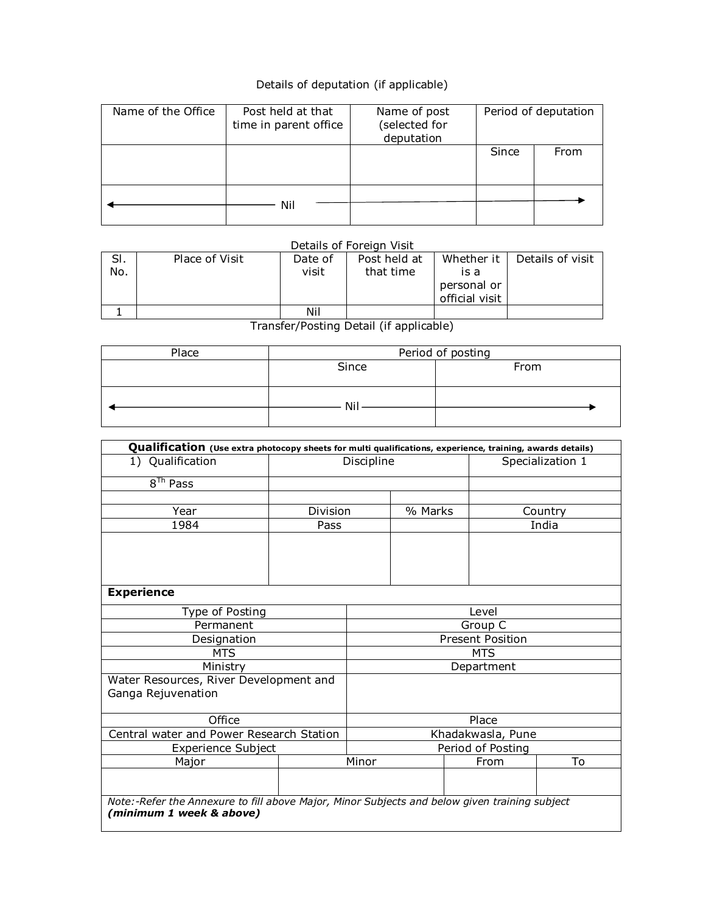Details of deputation (if applicable)

| Name of the Office | Post held at that time in parent office | Name of post (selected for deputation | Period of deputation | |
|---|---|---|---|---|
| | | | Since | From |
| ← | Nil | → | | |

Details of Foreign Visit

| Sl. No. | Place of Visit | Date of visit | Post held at that time | Whether it is a personal or official visit | Details of visit |
|---|---|---|---|---|---|
| 1 | | Nil | | | |

Transfer/Posting Detail (if applicable)

| Place | Period of posting | |
|---|---|---|
| | Since | From |
| ← | Nil | → |

| **Qualification** (Use extra photocopy sheets for multi qualifications, experience, training, awards details) | | | |
|---|---|---|---|
| 1) Qualification | Discipline | | Specialization 1 |
| 8$^{Th}$ Pass | | | |
| | | | |
| Year | Division | % Marks | Country |
| 1984 | Pass | | India |
| | | | |

| **Experience** | | | |
|---|---|---|---|
| Type of Posting | | Level | |
| Permanent | | Group C | |
| Designation | | Present Position | |
| MTS | | MTS | |
| Ministry | | Department | |
| Water Resources, River Development and Ganga Rejuvenation | | | |
| Office | | Place | |
| Central water and Power Research Station | | Khadakwasla, Pune | |
| Experience Subject | | Period of Posting | |
| Major | Minor | From | To |
| | | | |

*Note:-Refer the Annexure to fill above Major, Minor Subjects and below given training subject* ***(minimum 1 week & above)***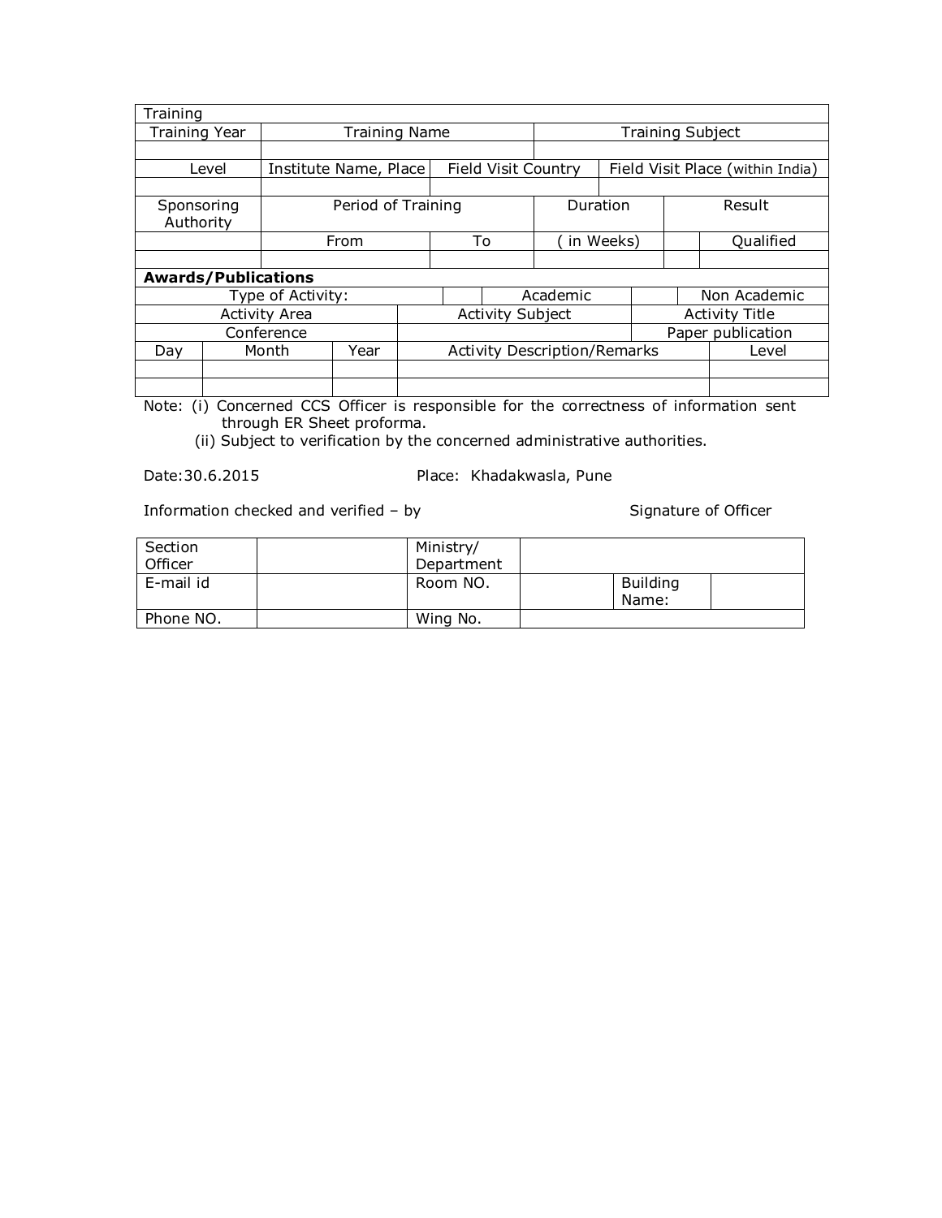| Training | | | | | | |
|---|---|---|---|---|---|---|
| Training Year | Training Name | | | Training Subject | | |
| | | | | | | |
| Level | Institute Name, Place | Field Visit Country | | Field Visit Place (within India) | | |
| | | | | | | |
| Sponsoring Authority | Period of Training | | | Duration | Result | |
| | From | To | | ( in Weeks) | | Qualified |
| | | | | | | |

| Awards/Publications | | | | | | |
|---|---|---|---|---|---|---|
| Type of Activity: | | | Academic | | Non Academic | |
| Activity Area | | | Activity Subject | | Activity Title | |
| Conference | | | | | Paper publication | |
| Day | Month | Year | Activity Description/Remarks | | | Level |
| | | | | | | |
| | | | | | | |

Note: (i) Concerned CCS Officer is responsible for the correctness of information sent through ER Sheet proforma.

(ii) Subject to verification by the concerned administrative authorities.

Date:30.6.2015 Place: Khadakwasla, Pune

Information checked and verified – by Signature of Officer

| Section Officer | | Ministry/ Department | | | |
|---|---|---|---|---|---|
| E-mail id | | Room NO. | | Building Name: | |
| Phone NO. | | Wing No. | | | |